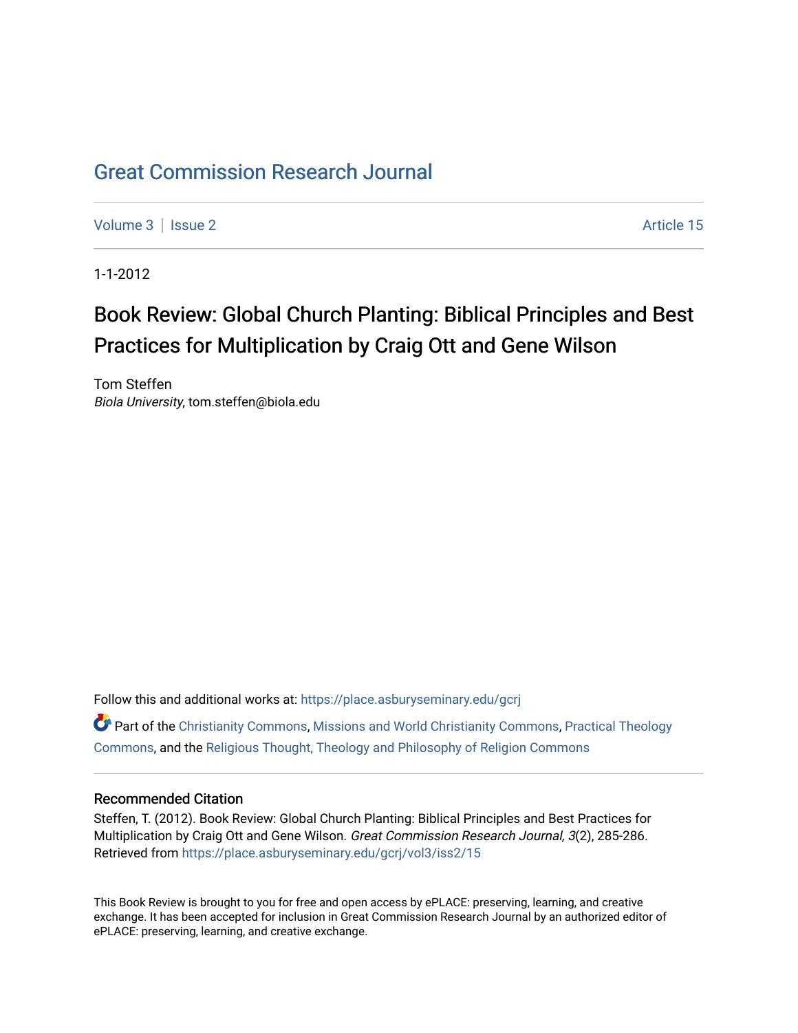# Great Commission Research Journal

Volume 3 | Issue 2 Article 15

1-1-2012

## Book Review: Global Church Planting: Biblical Principles and Best Practices for Multiplication by Craig Ott and Gene Wilson

Tom Steffen
*Biola University*, tom.steffen@biola.edu

Follow this and additional works at: https://place.asburyseminary.edu/gcrj

Part of the Christianity Commons, Missions and World Christianity Commons, Practical Theology Commons, and the Religious Thought, Theology and Philosophy of Religion Commons

### Recommended Citation

Steffen, T. (2012). Book Review: Global Church Planting: Biblical Principles and Best Practices for Multiplication by Craig Ott and Gene Wilson. *Great Commission Research Journal, 3*(2), 285-286. Retrieved from https://place.asburyseminary.edu/gcrj/vol3/iss2/15

This Book Review is brought to you for free and open access by ePLACE: preserving, learning, and creative exchange. It has been accepted for inclusion in Great Commission Research Journal by an authorized editor of ePLACE: preserving, learning, and creative exchange.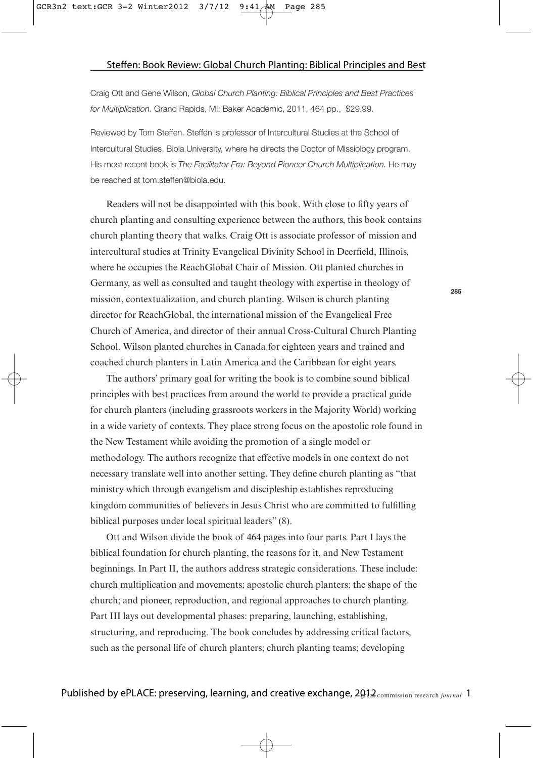Craig Ott and Gene Wilson, *Global Church Planting: Biblical Principles and Best Practices for Multiplication.* Grand Rapids, MI: Baker Academic, 2011, 464 pp., $29.99.

Reviewed by Tom Steffen. Steffen is professor of Intercultural Studies at the School of Intercultural Studies, Biola University, where he directs the Doctor of Missiology program. His most recent book is *The Facilitator Era: Beyond Pioneer Church Multiplication.* He may be reached at tom.steffen@biola.edu.

Readers will not be disappointed with this book. With close to fifty years of church planting and consulting experience between the authors, this book contains church planting theory that walks. Craig Ott is associate professor of mission and intercultural studies at Trinity Evangelical Divinity School in Deerfield, Illinois, where he occupies the ReachGlobal Chair of Mission. Ott planted churches in Germany, as well as consulted and taught theology with expertise in theology of mission, contextualization, and church planting. Wilson is church planting director for ReachGlobal, the international mission of the Evangelical Free Church of America, and director of their annual Cross-Cultural Church Planting School. Wilson planted churches in Canada for eighteen years and trained and coached church planters in Latin America and the Caribbean for eight years.

The authors' primary goal for writing the book is to combine sound biblical principles with best practices from around the world to provide a practical guide for church planters (including grassroots workers in the Majority World) working in a wide variety of contexts. They place strong focus on the apostolic role found in the New Testament while avoiding the promotion of a single model or methodology. The authors recognize that effective models in one context do not necessary translate well into another setting. They define church planting as "that ministry which through evangelism and discipleship establishes reproducing kingdom communities of believers in Jesus Christ who are committed to fulfilling biblical purposes under local spiritual leaders" (8).

Ott and Wilson divide the book of 464 pages into four parts. Part I lays the biblical foundation for church planting, the reasons for it, and New Testament beginnings. In Part II, the authors address strategic considerations. These include: church multiplication and movements; apostolic church planters; the shape of the church; and pioneer, reproduction, and regional approaches to church planting. Part III lays out developmental phases: preparing, launching, establishing, structuring, and reproducing. The book concludes by addressing critical factors, such as the personal life of church planters; church planting teams; developing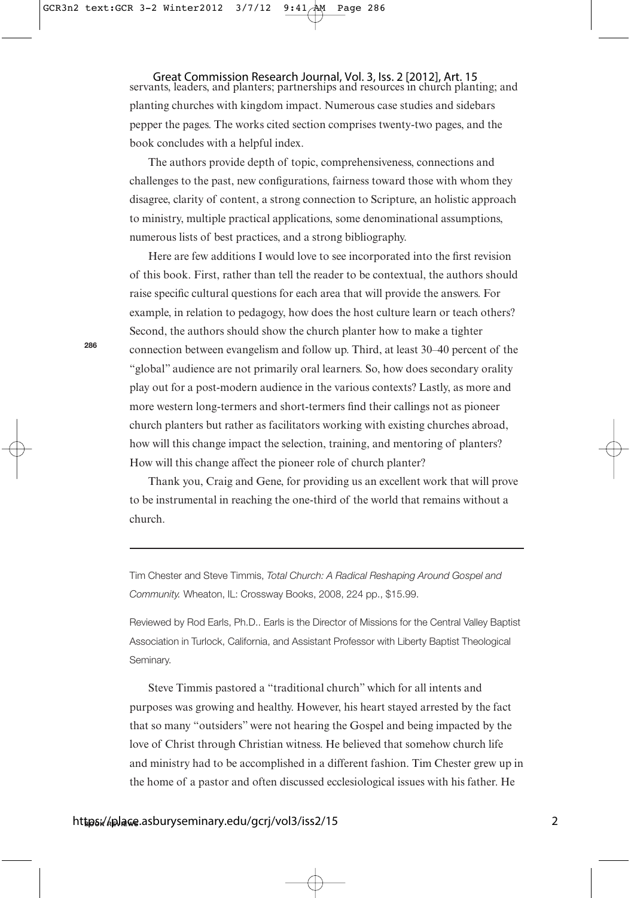servants, leaders, and planters; partnerships and resources in church planting; and planting churches with kingdom impact. Numerous case studies and sidebars pepper the pages. The works cited section comprises twenty-two pages, and the book concludes with a helpful index.

The authors provide depth of topic, comprehensiveness, connections and challenges to the past, new configurations, fairness toward those with whom they disagree, clarity of content, a strong connection to Scripture, an holistic approach to ministry, multiple practical applications, some denominational assumptions, numerous lists of best practices, and a strong bibliography.

Here are few additions I would love to see incorporated into the first revision of this book. First, rather than tell the reader to be contextual, the authors should raise specific cultural questions for each area that will provide the answers. For example, in relation to pedagogy, how does the host culture learn or teach others? Second, the authors should show the church planter how to make a tighter connection between evangelism and follow up. Third, at least 30–40 percent of the "global" audience are not primarily oral learners. So, how does secondary orality play out for a post-modern audience in the various contexts? Lastly, as more and more western long-termers and short-termers find their callings not as pioneer church planters but rather as facilitators working with existing churches abroad, how will this change impact the selection, training, and mentoring of planters? How will this change affect the pioneer role of church planter?

Thank you, Craig and Gene, for providing us an excellent work that will prove to be instrumental in reaching the one-third of the world that remains without a church.

---

Tim Chester and Steve Timmis, *Total Church: A Radical Reshaping Around Gospel and Community.* Wheaton, IL: Crossway Books, 2008, 224 pp., $15.99.

Reviewed by Rod Earls, Ph.D.. Earls is the Director of Missions for the Central Valley Baptist Association in Turlock, California, and Assistant Professor with Liberty Baptist Theological Seminary.

Steve Timmis pastored a "traditional church" which for all intents and purposes was growing and healthy. However, his heart stayed arrested by the fact that so many "outsiders" were not hearing the Gospel and being impacted by the love of Christ through Christian witness. He believed that somehow church life and ministry had to be accomplished in a different fashion. Tim Chester grew up in the home of a pastor and often discussed ecclesiological issues with his father. He